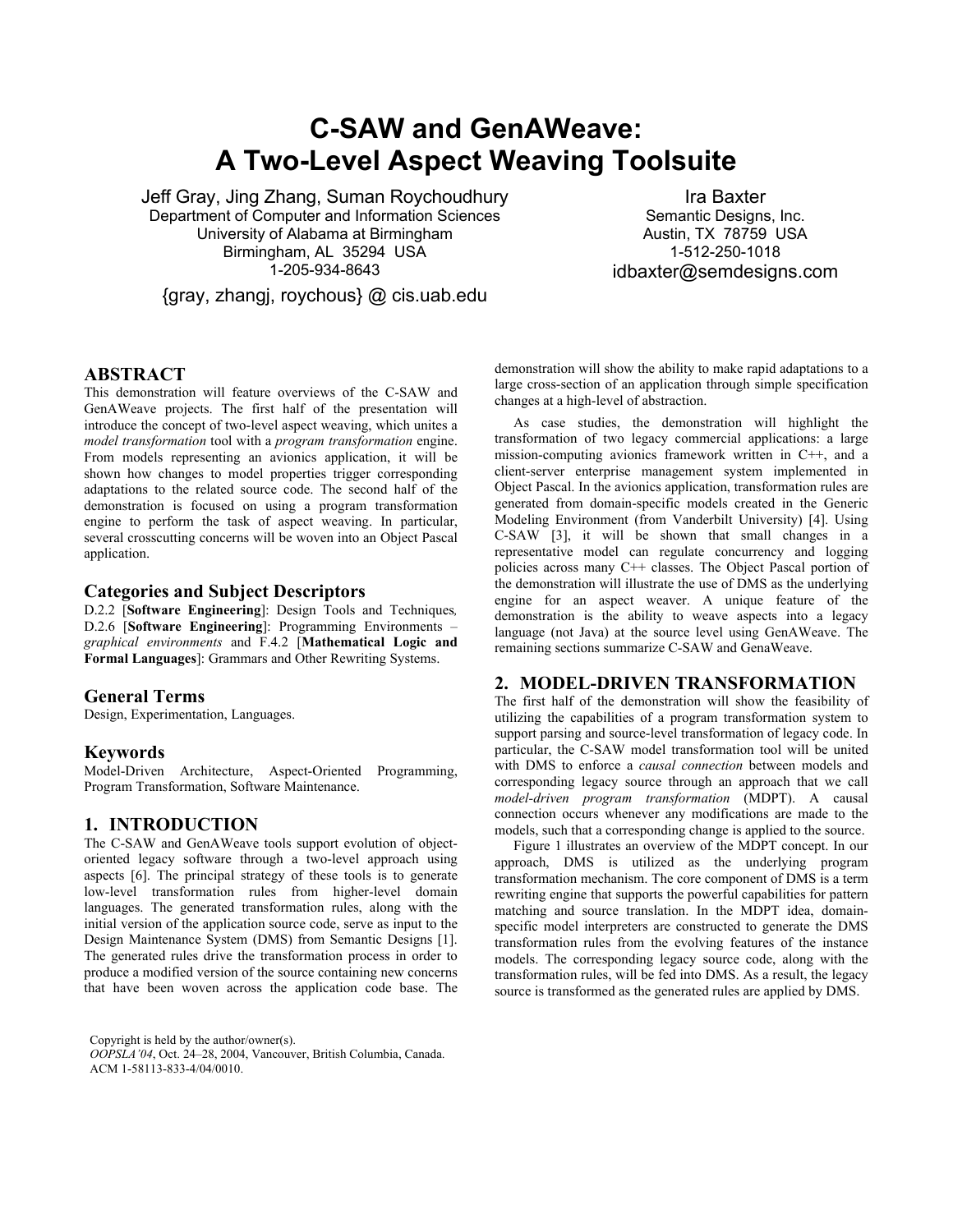# C-SAW and GenAWeave: A Two-Level Aspect Weaving Toolsuite

Jeff Gray, Jing Zhang, Suman Roychoudhury
Department of Computer and Information Sciences
University of Alabama at Birmingham
Birmingham, AL 35294 USA
1-205-934-8643
{gray, zhangj, roychous} @ cis.uab.edu

Ira Baxter
Semantic Designs, Inc.
Austin, TX 78759 USA
1-512-250-1018
idbaxter@semdesigns.com

## ABSTRACT

This demonstration will feature overviews of the C-SAW and GenAWeave projects. The first half of the presentation will introduce the concept of two-level aspect weaving, which unites a *model transformation* tool with a *program transformation* engine. From models representing an avionics application, it will be shown how changes to model properties trigger corresponding adaptations to the related source code. The second half of the demonstration is focused on using a program transformation engine to perform the task of aspect weaving. In particular, several crosscutting concerns will be woven into an Object Pascal application.

### Categories and Subject Descriptors

D.2.2 [**Software Engineering**]: Design Tools and Techniques*,* D.2.6 [**Software Engineering**]: Programming Environments – *graphical environments* and F.4.2 [**Mathematical Logic and Formal Languages**]: Grammars and Other Rewriting Systems.

### General Terms

Design, Experimentation, Languages.

### Keywords

Model-Driven Architecture, Aspect-Oriented Programming, Program Transformation, Software Maintenance.

## 1. INTRODUCTION

The C-SAW and GenAWeave tools support evolution of object-oriented legacy software through a two-level approach using aspects [6]. The principal strategy of these tools is to generate low-level transformation rules from higher-level domain languages. The generated transformation rules, along with the initial version of the application source code, serve as input to the Design Maintenance System (DMS) from Semantic Designs [1]. The generated rules drive the transformation process in order to produce a modified version of the source containing new concerns that have been woven across the application code base. The demonstration will show the ability to make rapid adaptations to a large cross-section of an application through simple specification changes at a high-level of abstraction.

As case studies, the demonstration will highlight the transformation of two legacy commercial applications: a large mission-computing avionics framework written in C++, and a client-server enterprise management system implemented in Object Pascal. In the avionics application, transformation rules are generated from domain-specific models created in the Generic Modeling Environment (from Vanderbilt University) [4]. Using C-SAW [3], it will be shown that small changes in a representative model can regulate concurrency and logging policies across many C++ classes. The Object Pascal portion of the demonstration will illustrate the use of DMS as the underlying engine for an aspect weaver. A unique feature of the demonstration is the ability to weave aspects into a legacy language (not Java) at the source level using GenAWeave. The remaining sections summarize C-SAW and GenaWeave.

## 2. MODEL-DRIVEN TRANSFORMATION

The first half of the demonstration will show the feasibility of utilizing the capabilities of a program transformation system to support parsing and source-level transformation of legacy code. In particular, the C-SAW model transformation tool will be united with DMS to enforce a *causal connection* between models and corresponding legacy source through an approach that we call *model-driven program transformation* (MDPT). A causal connection occurs whenever any modifications are made to the models, such that a corresponding change is applied to the source.

Figure 1 illustrates an overview of the MDPT concept. In our approach, DMS is utilized as the underlying program transformation mechanism. The core component of DMS is a term rewriting engine that supports the powerful capabilities for pattern matching and source translation. In the MDPT idea, domain-specific model interpreters are constructed to generate the DMS transformation rules from the evolving features of the instance models. The corresponding legacy source code, along with the transformation rules, will be fed into DMS. As a result, the legacy source is transformed as the generated rules are applied by DMS.

Copyright is held by the author/owner(s).
*OOPSLA'04*, Oct. 24–28, 2004, Vancouver, British Columbia, Canada.
ACM 1-58113-833-4/04/0010.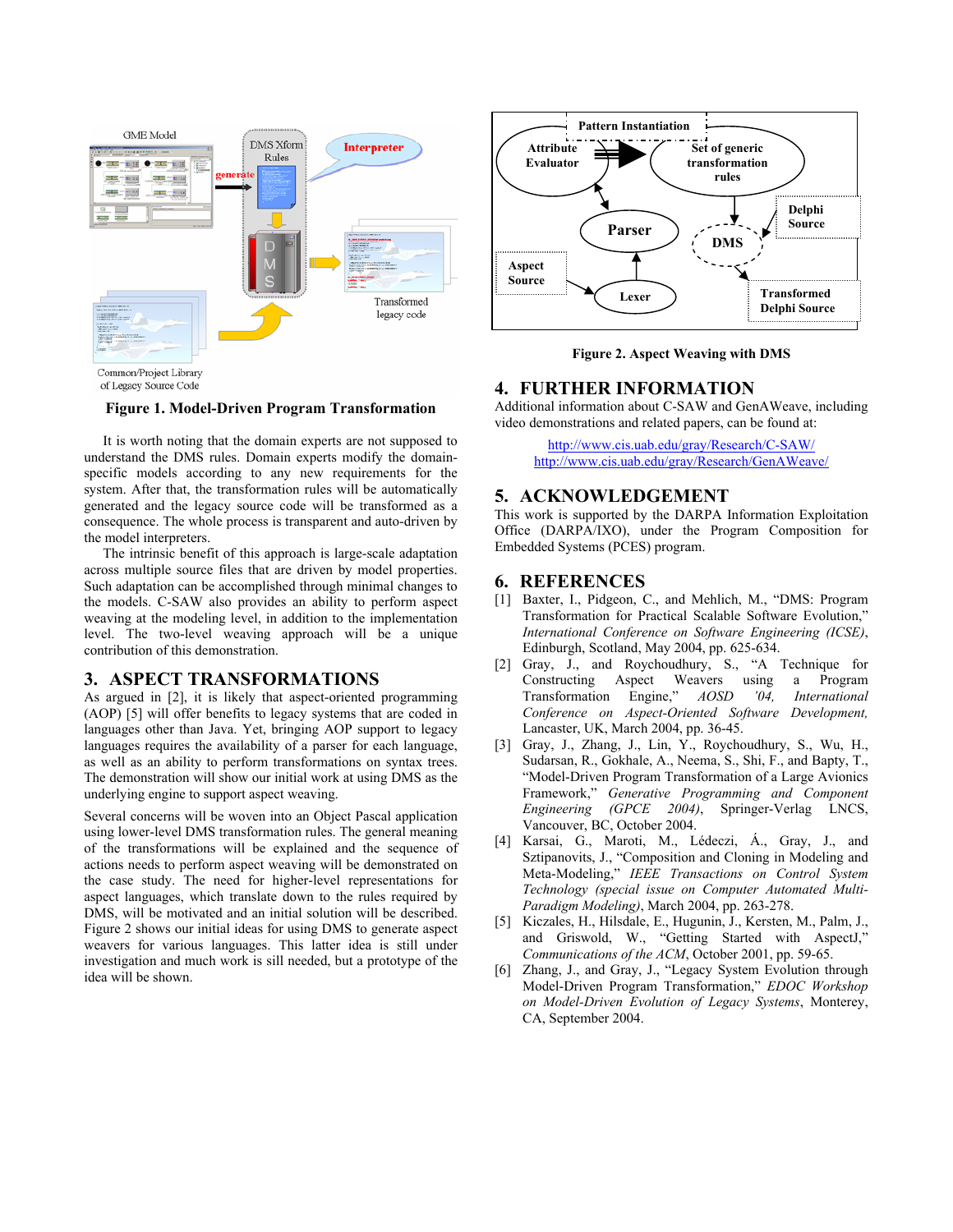GME Model

generate

DMS Xform Rules

Interpreter

D M S

Transformed legacy code

Common/Project Library of Legacy Source Code

**Figure 1. Model-Driven Program Transformation**

It is worth noting that the domain experts are not supposed to understand the DMS rules. Domain experts modify the domain-specific models according to any new requirements for the system. After that, the transformation rules will be automatically generated and the legacy source code will be transformed as a consequence. The whole process is transparent and auto-driven by the model interpreters.

The intrinsic benefit of this approach is large-scale adaptation across multiple source files that are driven by model properties. Such adaptation can be accomplished through minimal changes to the models. C-SAW also provides an ability to perform aspect weaving at the modeling level, in addition to the implementation level. The two-level weaving approach will be a unique contribution of this demonstration.

## 3. ASPECT TRANSFORMATIONS

As argued in [2], it is likely that aspect-oriented programming (AOP) [5] will offer benefits to legacy systems that are coded in languages other than Java. Yet, bringing AOP support to legacy languages requires the availability of a parser for each language, as well as an ability to perform transformations on syntax trees. The demonstration will show our initial work at using DMS as the underlying engine to support aspect weaving.

Several concerns will be woven into an Object Pascal application using lower-level DMS transformation rules. The general meaning of the transformations will be explained and the sequence of actions needs to perform aspect weaving will be demonstrated on the case study. The need for higher-level representations for aspect languages, which translate down to the rules required by DMS, will be motivated and an initial solution will be described. Figure 2 shows our initial ideas for using DMS to generate aspect weavers for various languages. This latter idea is still under investigation and much work is sill needed, but a prototype of the idea will be shown.

Pattern Instantiation

Attribute Evaluator

Set of generic transformation rules

Parser

DMS

Delphi Source

Aspect Source

Lexer

Transformed Delphi Source

**Figure 2. Aspect Weaving with DMS**

## 4. FURTHER INFORMATION

Additional information about C-SAW and GenAWeave, including video demonstrations and related papers, can be found at:

http://www.cis.uab.edu/gray/Research/C-SAW/
http://www.cis.uab.edu/gray/Research/GenAWeave/

## 5. ACKNOWLEDGEMENT

This work is supported by the DARPA Information Exploitation Office (DARPA/IXO), under the Program Composition for Embedded Systems (PCES) program.

## 6. REFERENCES

[1] Baxter, I., Pidgeon, C., and Mehlich, M., "DMS: Program Transformation for Practical Scalable Software Evolution," *International Conference on Software Engineering (ICSE)*, Edinburgh, Scotland, May 2004, pp. 625-634.

[2] Gray, J., and Roychoudhury, S., "A Technique for Constructing Aspect Weavers using a Program Transformation Engine," *AOSD '04, International Conference on Aspect-Oriented Software Development,* Lancaster, UK, March 2004, pp. 36-45.

[3] Gray, J., Zhang, J., Lin, Y., Roychoudhury, S., Wu, H., Sudarsan, R., Gokhale, A., Neema, S., Shi, F., and Bapty, T., "Model-Driven Program Transformation of a Large Avionics Framework," *Generative Programming and Component Engineering (GPCE 2004)*, Springer-Verlag LNCS, Vancouver, BC, October 2004.

[4] Karsai, G., Maroti, M., Lédeczi, Á., Gray, J., and Sztipanovits, J., "Composition and Cloning in Modeling and Meta-Modeling," *IEEE Transactions on Control System Technology (special issue on Computer Automated Multi-Paradigm Modeling)*, March 2004, pp. 263-278.

[5] Kiczales, H., Hilsdale, E., Hugunin, J., Kersten, M., Palm, J., and Griswold, W., "Getting Started with AspectJ," *Communications of the ACM*, October 2001, pp. 59-65.

[6] Zhang, J., and Gray, J., "Legacy System Evolution through Model-Driven Program Transformation," *EDOC Workshop on Model-Driven Evolution of Legacy Systems*, Monterey, CA, September 2004.